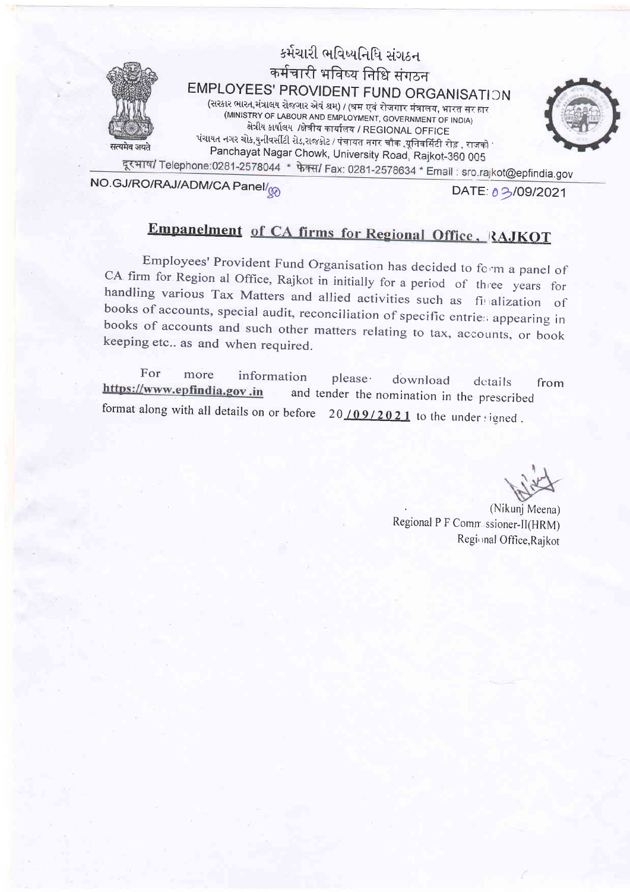કર્મચારી ભવિષ્યનિધિ સંગઠન

कर्मचारी भविष्य निधि संगठन

EMPLOYEES' PROVIDENT FUND ORGANISATION

(સરકાર ભારત,મંત્રાલય રોજગાર એવં શ્રમ) / (श्रम एवं रोजगार मंत्रालय, भारत सरकार

(MINISTRY OF LABOUR AND EMPLOYMENT, GOVERNMENT OF INDIA)

ક્ષેત્રીય કાર્યાલય /क्षेत्रीय कार्यालय / REGIONAL OFFICE

પંચાયત નગર ચોક,યુનીવર્સીટી રોડ,રાજકોટ / पंचायत नगर चौक ,यूनिवर्सिटी रोड , राजकोट

Panchayat Nagar Chowk, University Road, Rajkot-360 005

दूरभाष/ Telephone:0281-2578044 * फेक्स/ Fax: 0281-2578634 * Email : sro.rajkot@epfindia.gov

सत्यमेव जयते

NO.GJ/RO/RAJ/ADM/CA Panel/80

DATE: 03/09/2021

## Empanelment of CA firms for Regional Office, RAJKOT

Employees' Provident Fund Organisation has decided to form a panel of CA firm for Region al Office, Rajkot in initially for a period of three years for handling various Tax Matters and allied activities such as finalization of books of accounts, special audit, reconciliation of specific entries appearing in books of accounts and such other matters relating to tax, accounts, or book keeping etc.. as and when required.

For more information please download details from **https://www.epfindia.gov .in** and tender the nomination in the prescribed format along with all details on or before 20/09/2021 to the undersigned.

(Nikunj Meena)

Regional P F Commissioner-II(HRM)

Regional Office,Rajkot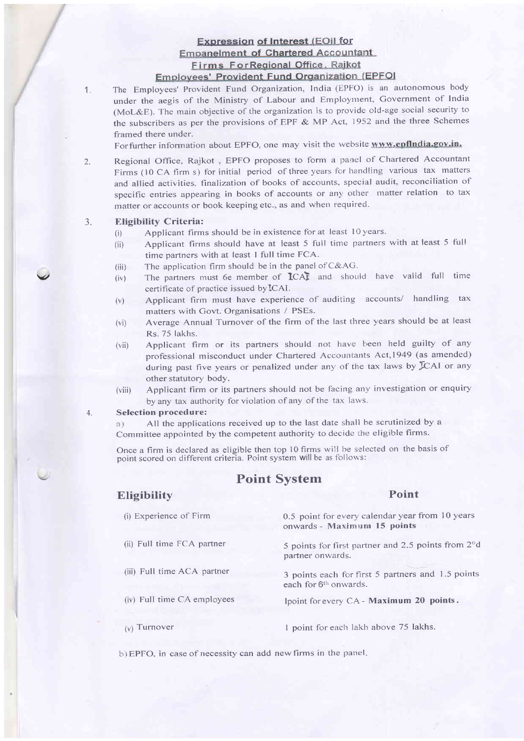## Expression of Interest (EOI) for Empanelment of Chartered Accountant Firms For Regional Office, Rajkot Employees' Provident Fund Organization (EPFO)

1. The Employees' Provident Fund Organization, India (EPFO) is an autonomous body under the aegis of the Ministry of Labour and Employment, Government of India (MoL&E). The main objective of the organization is to provide old-age social security to the subscribers as per the provisions of EPF & MP Act, 1952 and the three Schemes framed there under.
   For further information about EPFO, one may visit the website **www.epfindia.gov.in.**

2. Regional Office, Rajkot , EPFO proposes to form a panel of Chartered Accountant Firms (10 CA firm s) for initial period of three years for handling various tax matters and allied activities, finalization of books of accounts, special audit, reconciliation of specific entries appearing in books of accounts or any other matter relation to tax matter or accounts or book keeping etc., as and when required.

3. **Eligibility Criteria:**
   - (i) Applicant firms should be in existence for at least 10 years.
   - (ii) Applicant firms should have at least 5 full time partners with at least 5 full time partners with at least 1 full time FCA.
   - (iii) The application firm should be in the panel of C&AG.
   - (iv) The partners must 6e member of ICAI and should have valid full time certificate of practice issued by ICAI.
   - (v) Applicant firm must have experience of auditing accounts/ handling tax matters with Govt. Organisations / PSEs.
   - (vi) Average Annual Turnover of the firm of the last three years should be at least Rs. 75 lakhs.
   - (vii) Applicant firm or its partners should not have been held guilty of any professional misconduct under Chartered Accountants Act,1949 (as amended) during past five years or penalized under any of the tax laws by ICAI or any other statutory body.
   - (viii) Applicant firm or its partners should not be facing any investigation or enquiry by any tax authority for violation of any of the tax laws.

4. **Selection procedure:**
   a) All the applications received up to the last date shall be scrutinized by a Committee appointed by the competent authority to decide the eligible firms.

   Once a firm is declared as eligible then top 10 firms will be selected on the basis of point scored on different criteria. Point system will be as follows:

## Point System

| Eligibility | Point |
|---|---|
| (i) Experience of Firm | 0.5 point for every calendar year from 10 years onwards - **Maximum 15 points** |
| (ii) Full time FCA partner | 5 points for first partner and 2.5 points from 2nd partner onwards. |
| (iii) Full time ACA partner | 3 points each for first 5 partners and 1.5 points each for 6th onwards. |
| (iv) Full time CA employees | 1point for every CA - **Maximum 20 points.** |
| (v) Turnover | 1 point for each lakh above 75 lakhs. |

b) EPFO, in case of necessity can add new firms in the panel.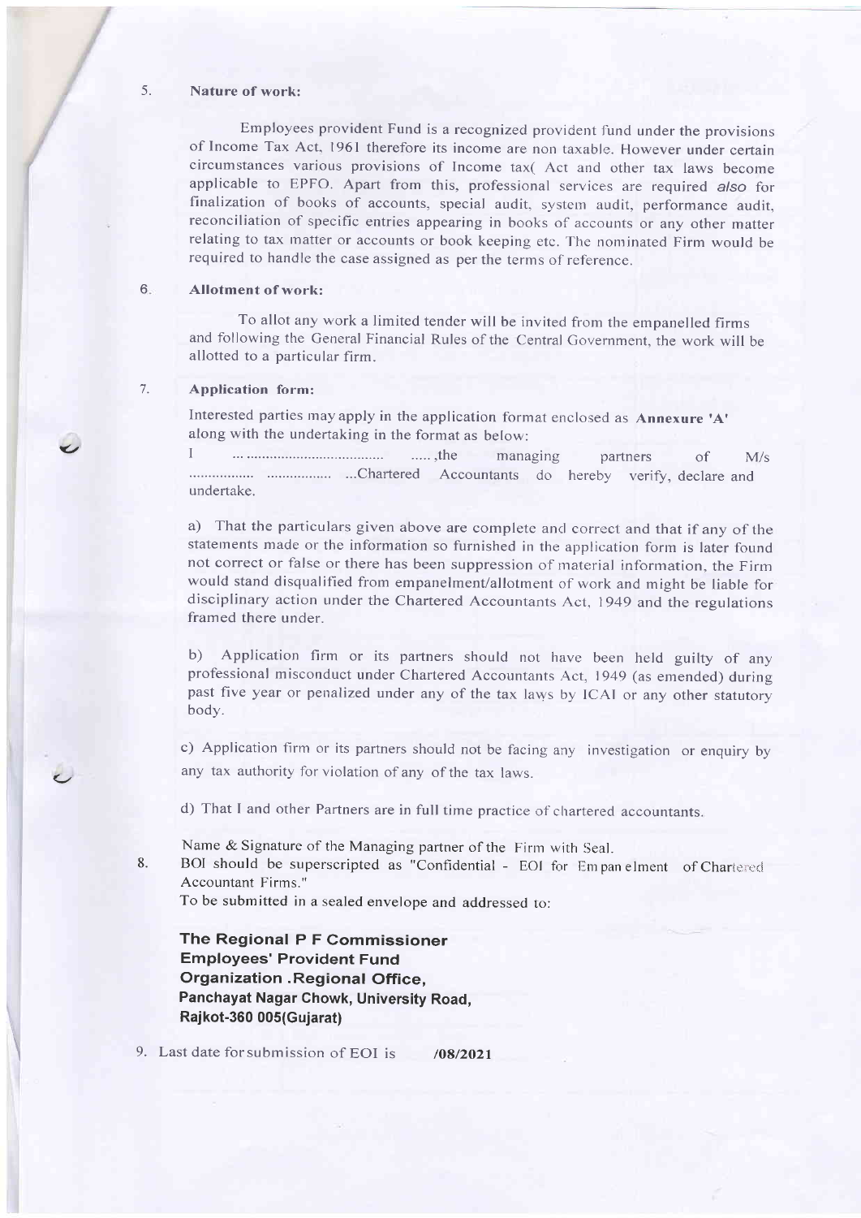5. **Nature of work:**

Employees provident Fund is a recognized provident fund under the provisions of Income Tax Act, 1961 therefore its income are non taxable. However under certain circumstances various provisions of Income tax( Act and other tax laws become applicable to EPFO. Apart from this, professional services are required *also* for finalization of books of accounts, special audit, system audit, performance audit, reconciliation of specific entries appearing in books of accounts or any other matter relating to tax matter or accounts or book keeping etc. The nominated Firm would be required to handle the case assigned as per the terms of reference.

6. **Allotment of work:**

To allot any work a limited tender will be invited from the empanelled firms and following the General Financial Rules of the Central Government, the work will be allotted to a particular firm.

7. **Application form:**

Interested parties may apply in the application format enclosed as **Annexure 'A'** along with the undertaking in the format as below:

I ... ................................ .....,the managing partners of M/s ................ ................ ...Chartered Accountants do hereby verify, declare and undertake.

a) That the particulars given above are complete and correct and that if any of the statements made or the information so furnished in the application form is later found not correct or false or there has been suppression of material information, the Firm would stand disqualified from empanelment/allotment of work and might be liable for disciplinary action under the Chartered Accountants Act, 1949 and the regulations framed there under.

b) Application firm or its partners should not have been held guilty of any professional misconduct under Chartered Accountants Act, 1949 (as emended) during past five year or penalized under any of the tax laws by ICAI or any other statutory body.

c) Application firm or its partners should not be facing any investigation or enquiry by any tax authority for violation of any of the tax laws.

d) That I and other Partners are in full time practice of chartered accountants.

Name & Signature of the Managing partner of the Firm with Seal.

8. BOI should be superscripted as "Confidential - EOI for Empanelment of Chartered Accountant Firms."

To be submitted in a sealed envelope and addressed to:

**The Regional P F Commissioner**
**Employees' Provident Fund**
**Organization .Regional Office,**
**Panchayat Nagar Chowk, University Road,**
**Rajkot-360 005(Gujarat)**

9. Last date for submission of EOI is **/08/2021**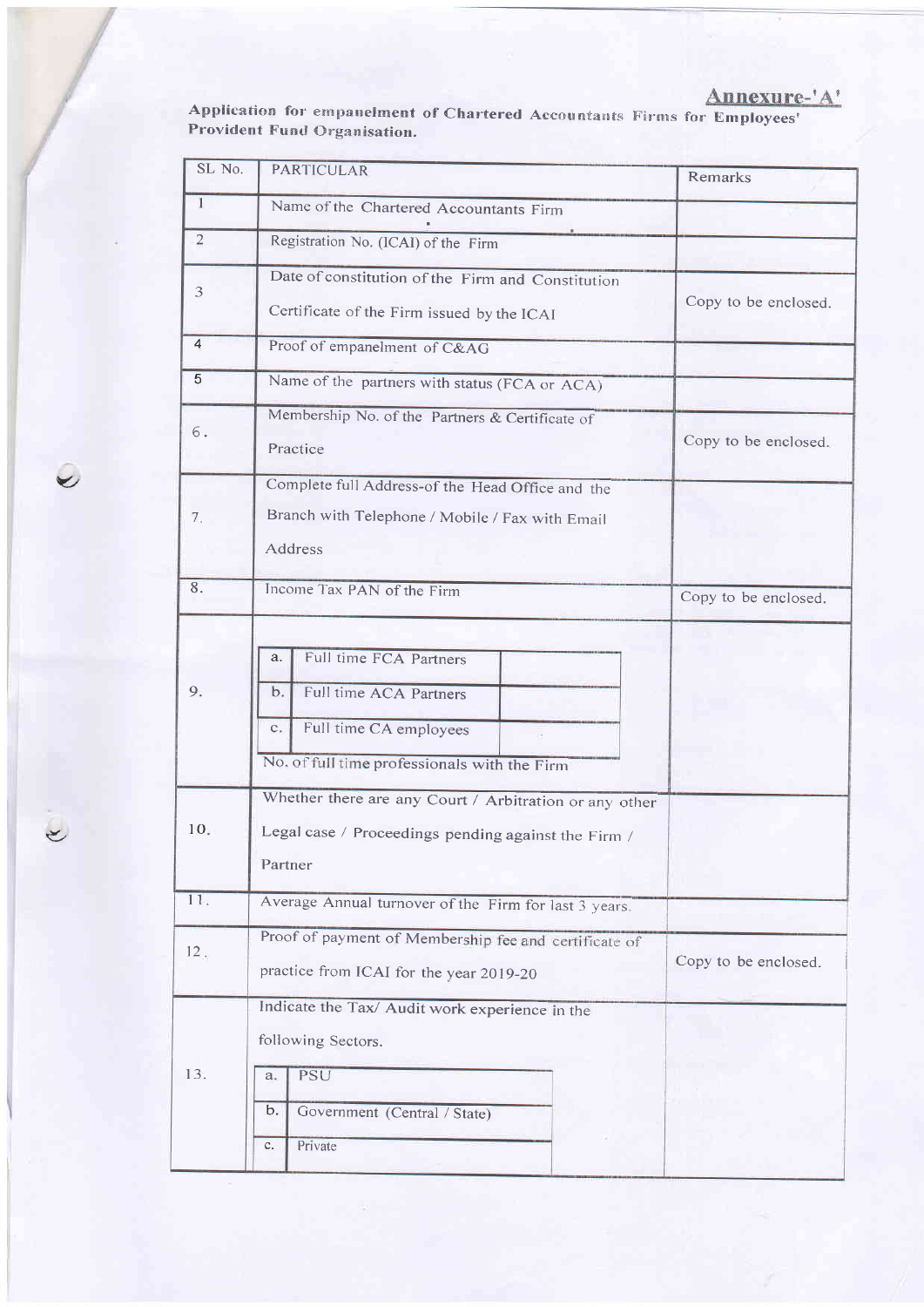**Annexure-'A'**

**Application for empanelment of Chartered Accountants Firms for Employees' Provident Fund Organisation.**

| SL No. | PARTICULAR | Remarks |
|---|---|---|
| 1 | Name of the Chartered Accountants Firm | |
| 2 | Registration No. (ICAI) of the Firm | |
| 3 | Date of constitution of the Firm and Constitution Certificate of the Firm issued by the ICAI | Copy to be enclosed. |
| 4 | Proof of empanelment of C&AG | |
| 5 | Name of the partners with status (FCA or ACA) | |
| 6. | Membership No. of the Partners & Certificate of Practice | Copy to be enclosed. |
| 7. | Complete full Address-of the Head Office and the Branch with Telephone / Mobile / Fax with Email Address | |
| 8. | Income Tax PAN of the Firm | Copy to be enclosed. |
| 9. | a. Full time FCA Partners<br>b. Full time ACA Partners<br>c. Full time CA employees<br>No. of full time professionals with the Firm | |
| 10. | Whether there are any Court / Arbitration or any other Legal case / Proceedings pending against the Firm / Partner | |
| 11. | Average Annual turnover of the Firm for last 3 years. | |
| 12. | Proof of payment of Membership fee and certificate of practice from ICAI for the year 2019-20 | Copy to be enclosed. |
| 13. | Indicate the Tax/ Audit work experience in the following Sectors.<br>a. PSU<br>b. Government (Central / State)<br>c. Private | |